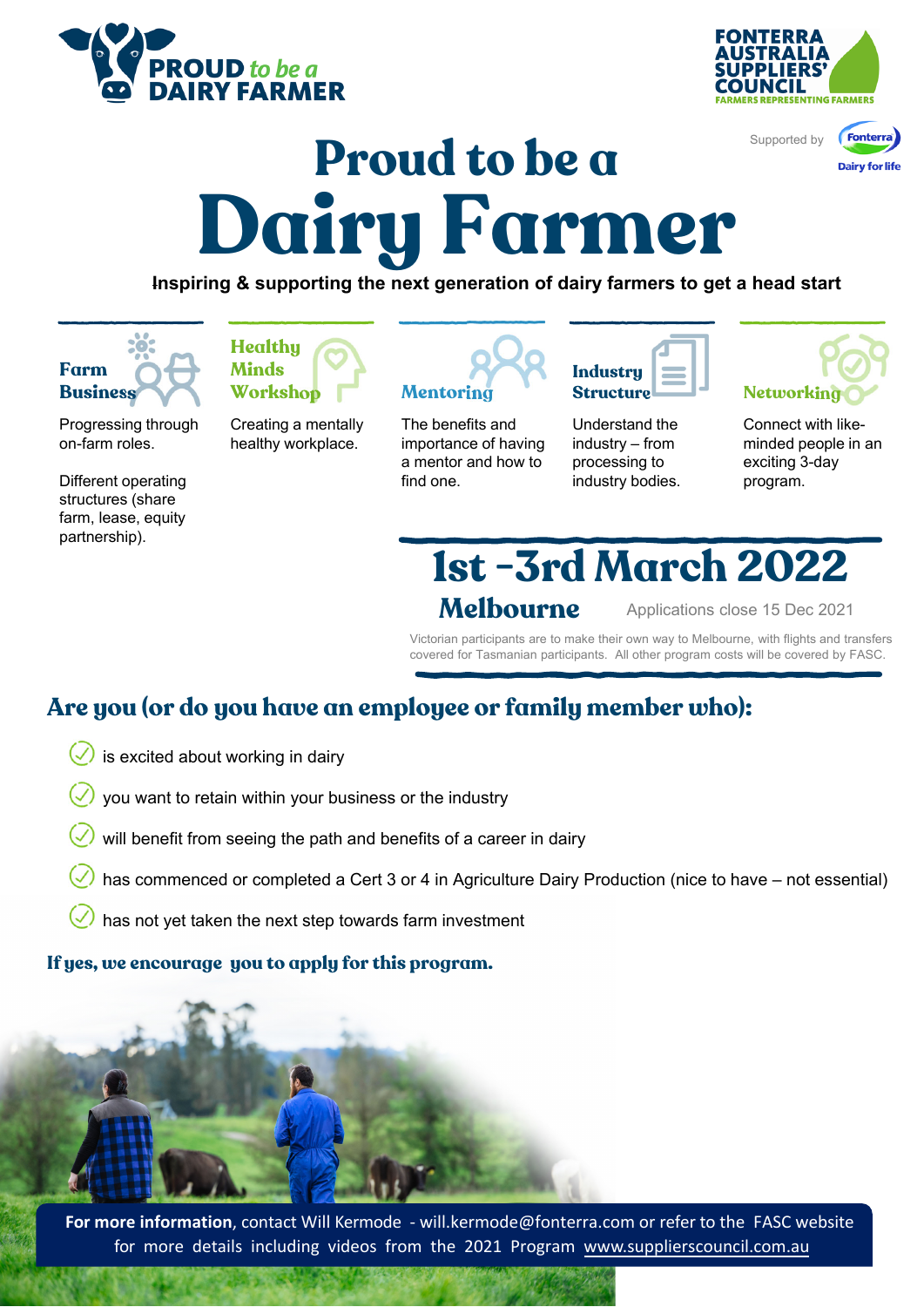PROUD to be a DAIRY FARMER

FONTERRA AUSTRALIA SUPPLIERS' COUNCIL
FARMERS REPRESENTING FARMERS

Supported by Fonterra Dairy for life

# Proud to be a Dairy Farmer

**Inspiring & supporting the next generation of dairy farmers to get a head start**

### Farm Business

Progressing through on-farm roles.

Different operating structures (share farm, lease, equity partnership).

### Healthy Minds Workshop

Creating a mentally healthy workplace.

### Mentoring

The benefits and importance of having a mentor and how to find one.

### Industry Structure

Understand the industry – from processing to industry bodies.

### Networking

Connect with like-minded people in an exciting 3-day program.

## 1st -3rd March 2022

**Melbourne** Applications close 15 Dec 2021

Victorian participants are to make their own way to Melbourne, with flights and transfers covered for Tasmanian participants. All other program costs will be covered by FASC.

## Are you (or do you have an employee or family member who):

- is excited about working in dairy
- you want to retain within your business or the industry
- will benefit from seeing the path and benefits of a career in dairy
- has commenced or completed a Cert 3 or 4 in Agriculture Dairy Production (nice to have – not essential)
- has not yet taken the next step towards farm investment

**If yes, we encourage you to apply for this program.**

**For more information**, contact Will Kermode - will.kermode@fonterra.com or refer to the FASC website for more details including videos from the 2021 Program www.supplierscouncil.com.au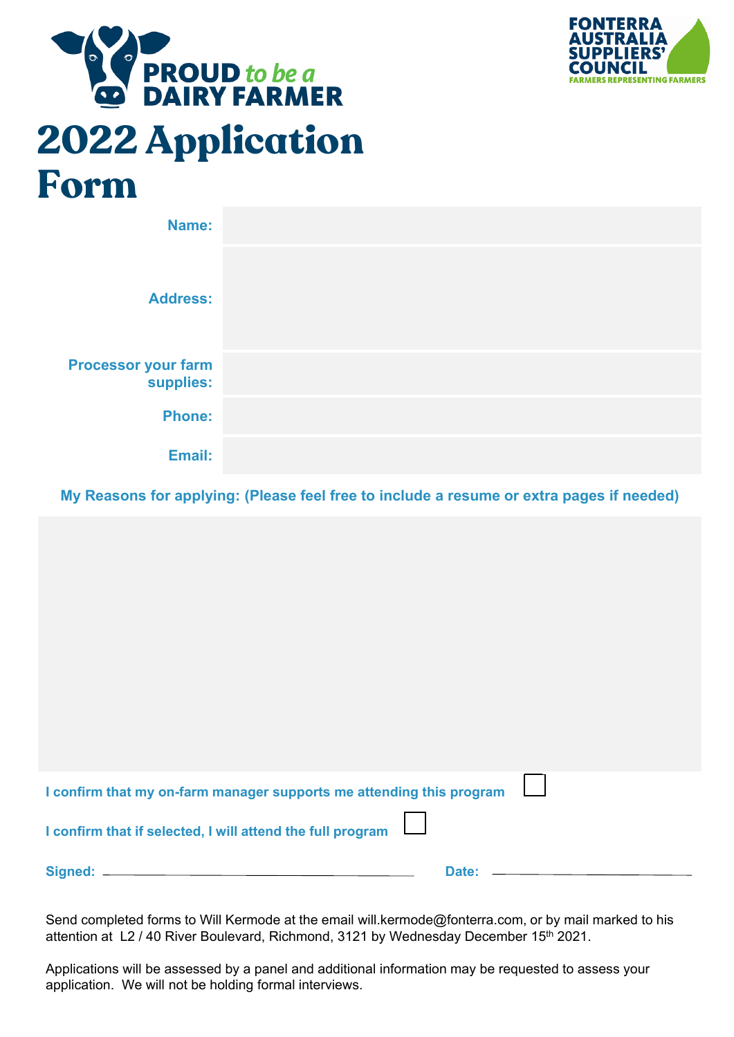PROUD *to be a* DAIRY FARMER

FONTERRA AUSTRALIA SUPPLIERS' COUNCIL
FARMERS REPRESENTING FARMERS

# 2022 Application Form

| | |
|---|---|
| **Name:** | |
| **Address:** | |
| **Processor your farm supplies:** | |
| **Phone:** | |
| **Email:** | |

**My Reasons for applying: (Please feel free to include a resume or extra pages if needed)**

**I confirm that my on-farm manager supports me attending this program** ☐

**I confirm that if selected, I will attend the full program** ☐

**Signed:** ______________________ **Date:** ______________

Send completed forms to Will Kermode at the email will.kermode@fonterra.com, or by mail marked to his attention at L2 / 40 River Boulevard, Richmond, 3121 by Wednesday December 15th 2021.

Applications will be assessed by a panel and additional information may be requested to assess your application. We will not be holding formal interviews.